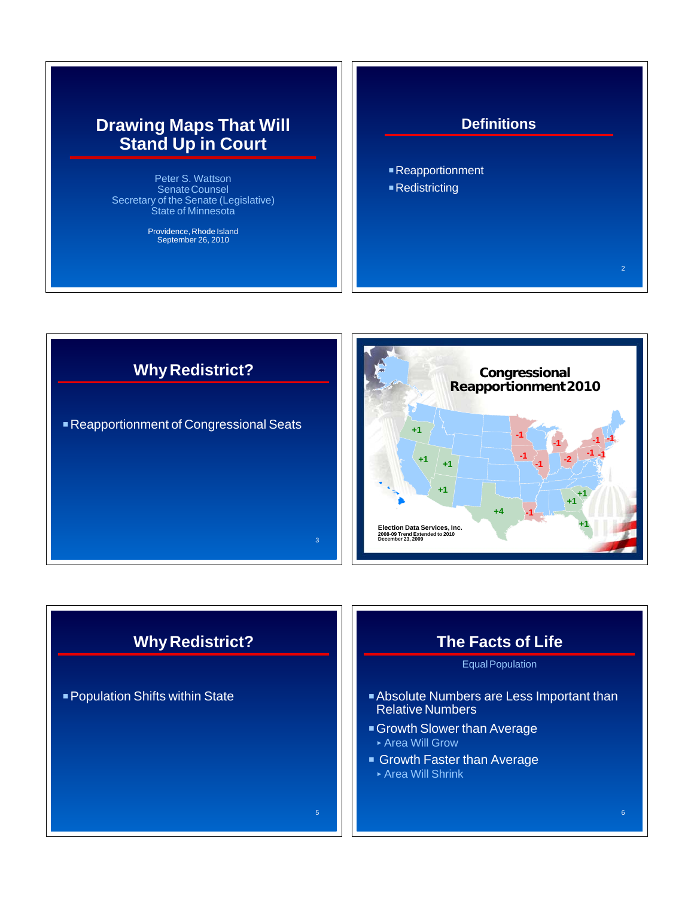# Drawing Maps That Will Stand Up in Court

Peter S. Wattson
Senate Counsel
Secretary of the Senate (Legislative)
State of Minnesota

Providence, Rhode Island
September 26, 2010

## Definitions

- Reapportionment
- Redistricting

## Why Redistrict?

- Reapportionment of Congressional Seats

## Congressional Reapportionment 2010

Election Data Services, Inc.
2008-09 Trend Extended to 2010
December 23, 2009

## Why Redistrict?

- Population Shifts within State

## The Facts of Life

Equal Population

- Absolute Numbers are Less Important than Relative Numbers
- Growth Slower than Average
  - Area Will Grow
- Growth Faster than Average
  - Area Will Shrink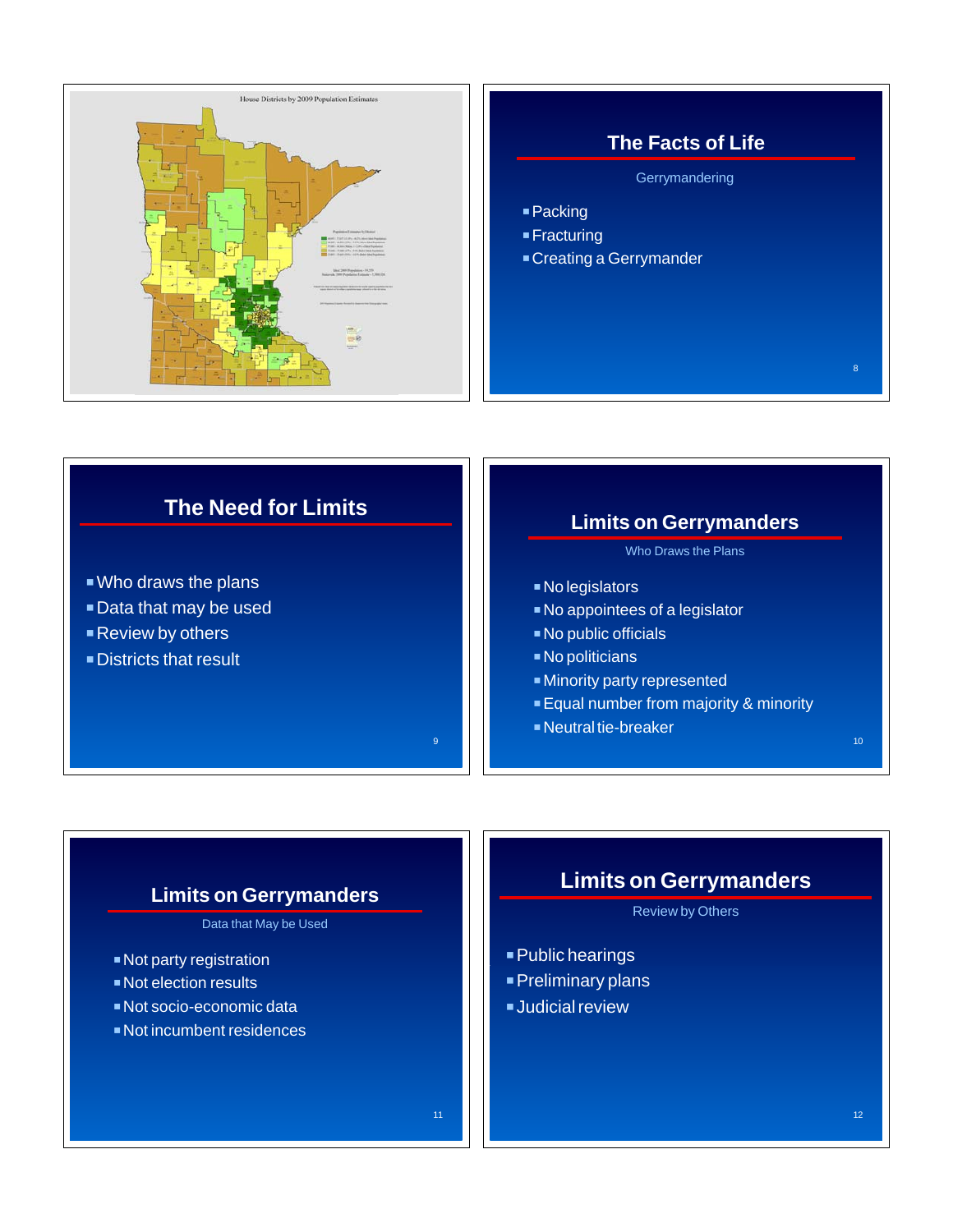House Districts by 2009 Population Estimates

## The Facts of Life

Gerrymandering

- Packing
- Fracturing
- Creating a Gerrymander

## The Need for Limits

- Who draws the plans
- Data that may be used
- Review by others
- Districts that result

## Limits on Gerrymanders

Who Draws the Plans

- No legislators
- No appointees of a legislator
- No public officials
- No politicians
- Minority party represented
- Equal number from majority & minority
- Neutral tie-breaker

## Limits on Gerrymanders

Data that May be Used

- Not party registration
- Not election results
- Not socio-economic data
- Not incumbent residences

## Limits on Gerrymanders

Review by Others

- Public hearings
- Preliminary plans
- Judicial review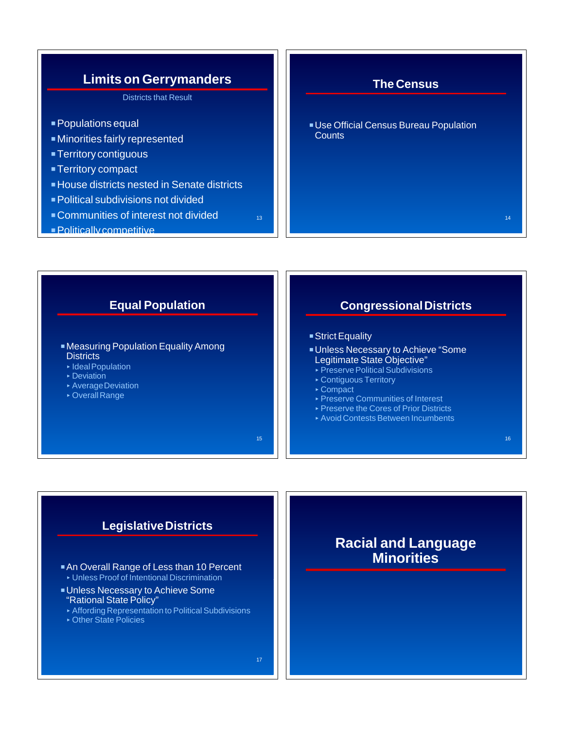## Limits on Gerrymanders

Districts that Result

- Populations equal
- Minorities fairly represented
- Territory contiguous
- Territory compact
- House districts nested in Senate districts
- Political subdivisions not divided
- Communities of interest not divided
- Politically competitive

## The Census

- Use Official Census Bureau Population Counts

## Equal Population

- Measuring Population Equality Among Districts
  - Ideal Population
  - Deviation
  - Average Deviation
  - Overall Range

## Congressional Districts

- Strict Equality
- Unless Necessary to Achieve "Some Legitimate State Objective"
  - Preserve Political Subdivisions
  - Contiguous Territory
  - Compact
  - Preserve Communities of Interest
  - Preserve the Cores of Prior Districts
  - Avoid Contests Between Incumbents

## Legislative Districts

- An Overall Range of Less than 10 Percent
  - Unless Proof of Intentional Discrimination
- Unless Necessary to Achieve Some "Rational State Policy"
  - Affording Representation to Political Subdivisions
  - Other State Policies

## Racial and Language Minorities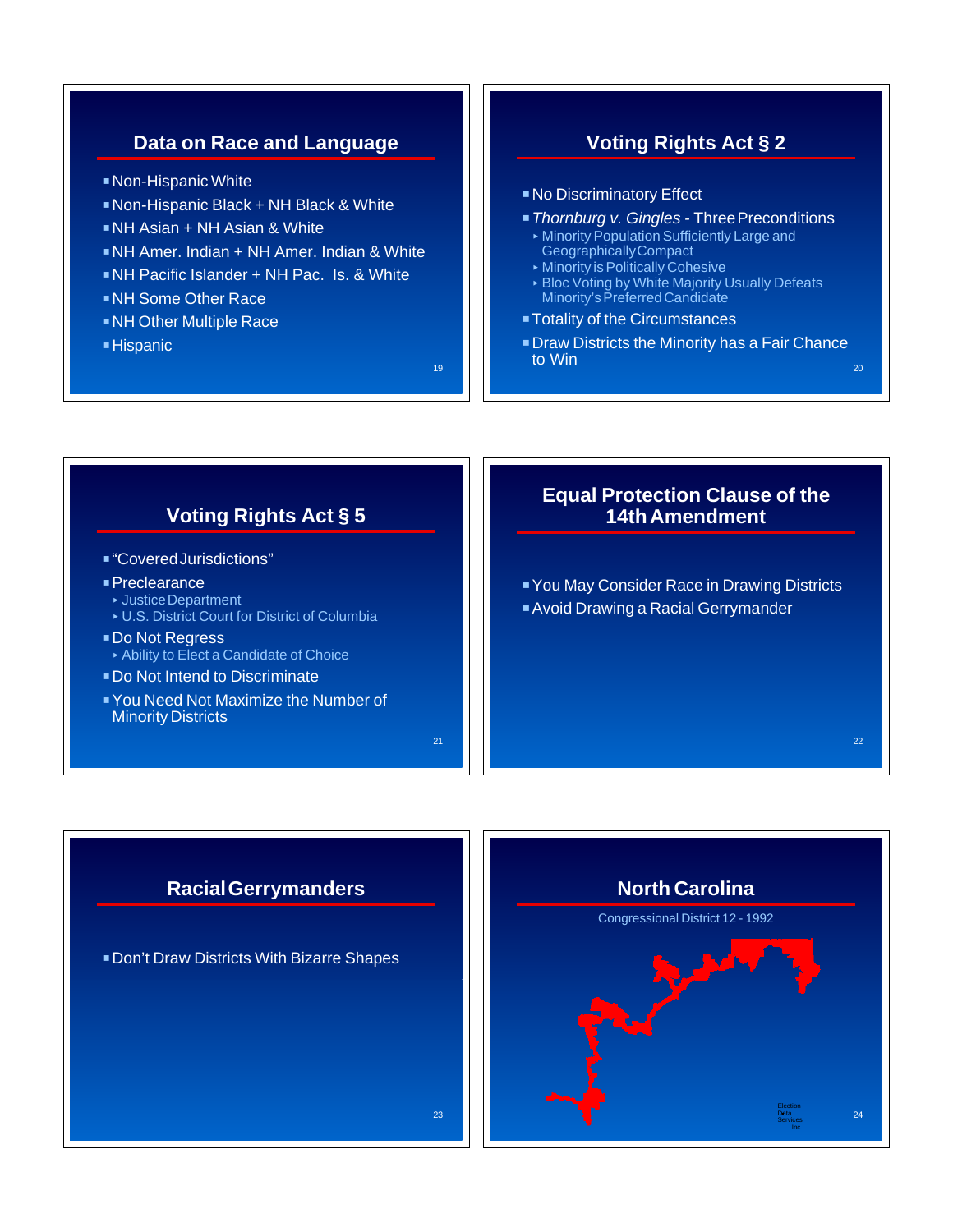## Data on Race and Language

- Non-Hispanic White
- Non-Hispanic Black + NH Black & White
- NH Asian + NH Asian & White
- NH Amer. Indian + NH Amer. Indian & White
- NH Pacific Islander + NH Pac. Is. & White
- NH Some Other Race
- NH Other Multiple Race
- Hispanic

## Voting Rights Act § 2

- No Discriminatory Effect
- *Thornburg v. Gingles* - Three Preconditions
  - Minority Population Sufficiently Large and Geographically Compact
  - Minority is Politically Cohesive
  - Bloc Voting by White Majority Usually Defeats Minority's Preferred Candidate
- Totality of the Circumstances
- Draw Districts the Minority has a Fair Chance to Win

## Voting Rights Act § 5

- "Covered Jurisdictions"
- Preclearance
  - Justice Department
  - U.S. District Court for District of Columbia
- Do Not Regress
  - Ability to Elect a Candidate of Choice
- Do Not Intend to Discriminate
- You Need Not Maximize the Number of Minority Districts

## Equal Protection Clause of the 14th Amendment

- You May Consider Race in Drawing Districts
- Avoid Drawing a Racial Gerrymander

## Racial Gerrymanders

- Don't Draw Districts With Bizarre Shapes

## North Carolina

Congressional District 12 - 1992

Election Data Services Inc.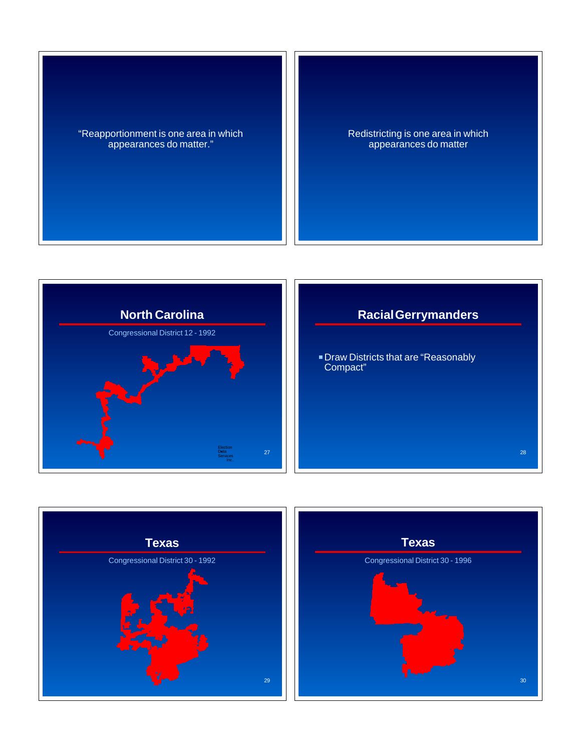"Reapportionment is one area in which appearances do matter."

Redistricting is one area in which appearances do matter

## North Carolina

Congressional District 12 - 1992

Election Data Services Inc.

## Racial Gerrymanders

- Draw Districts that are "Reasonably Compact"

## Texas

Congressional District 30 - 1992

## Texas

Congressional District 30 - 1996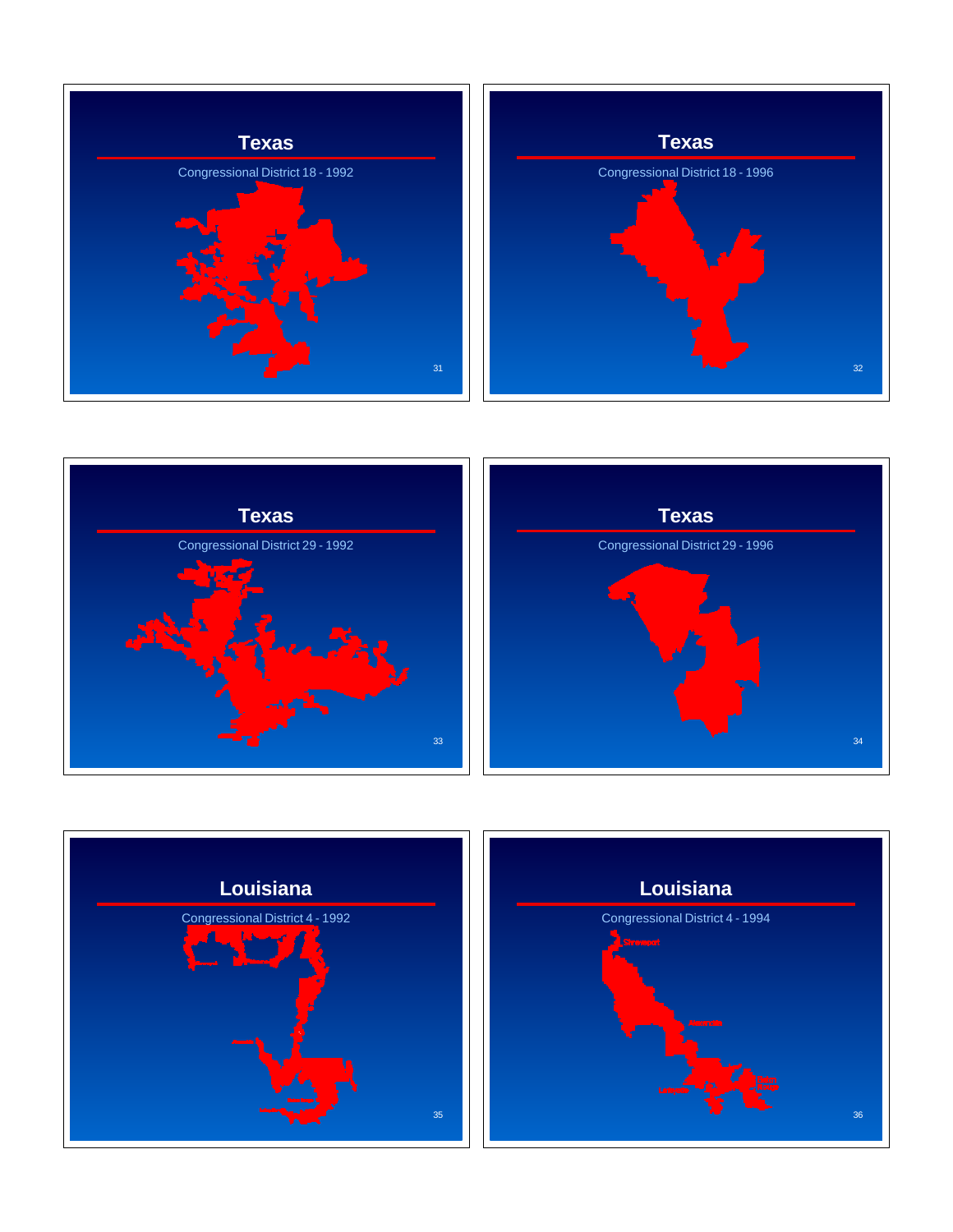## Texas

Congressional District 18 - 1992

## Texas

Congressional District 18 - 1996

## Texas

Congressional District 29 - 1992

## Texas

Congressional District 29 - 1996

## Louisiana

Congressional District 4 - 1992

## Louisiana

Congressional District 4 - 1994

Shreveport

Alexandria

Lafayette

Baton Rouge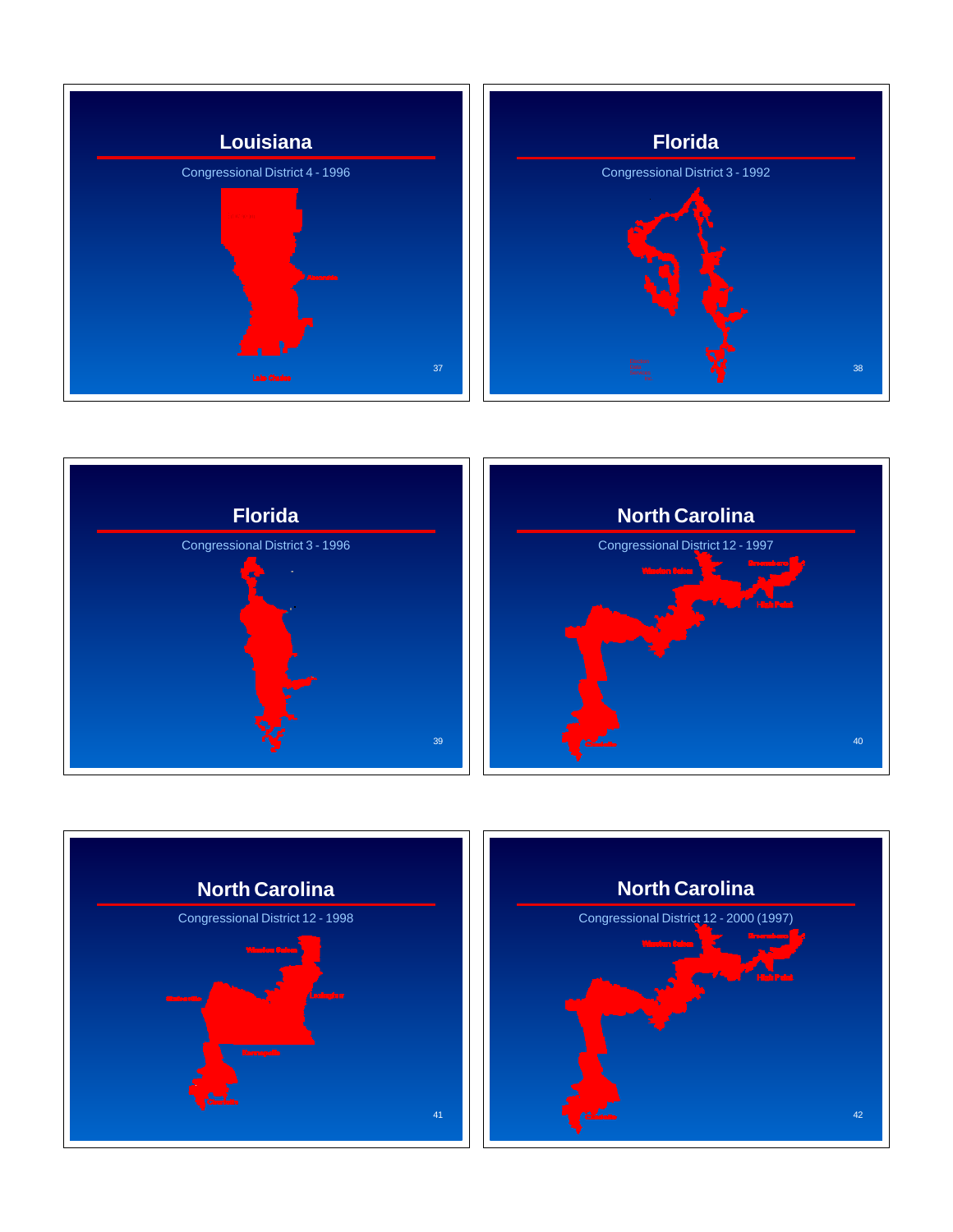## Louisiana

Congressional District 4 - 1996

Alexandria

Lake Charles

## Florida

Congressional District 3 - 1992

## Florida

Congressional District 3 - 1996

## North Carolina

Congressional District 12 - 1997

Winston-Salem

Greensboro

High Point

Charlotte

## North Carolina

Congressional District 12 - 1998

Winston-Salem

Statesville

Lexington

Kannapolis

Charlotte

## North Carolina

Congressional District 12 - 2000 (1997)

Winston-Salem

Greensboro

High Point

Charlotte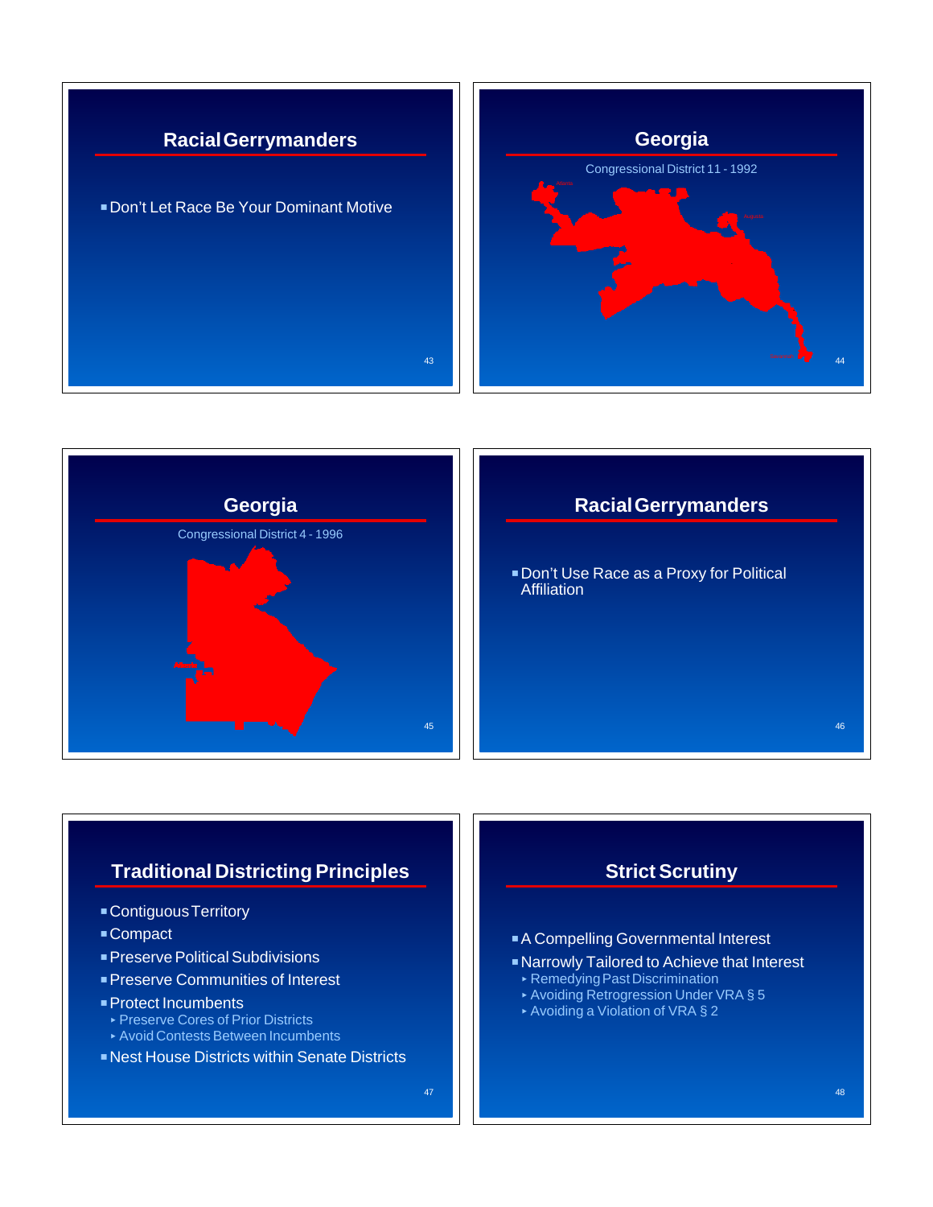## Racial Gerrymanders

- Don't Let Race Be Your Dominant Motive

## Georgia

Congressional District 11 - 1992

## Georgia

Congressional District 4 - 1996

## Racial Gerrymanders

- Don't Use Race as a Proxy for Political Affiliation

## Traditional Districting Principles

- Contiguous Territory
- Compact
- Preserve Political Subdivisions
- Preserve Communities of Interest
- Protect Incumbents
  - Preserve Cores of Prior Districts
  - Avoid Contests Between Incumbents
- Nest House Districts within Senate Districts

## Strict Scrutiny

- A Compelling Governmental Interest
- Narrowly Tailored to Achieve that Interest
  - Remedying Past Discrimination
  - Avoiding Retrogression Under VRA § 5
  - Avoiding a Violation of VRA § 2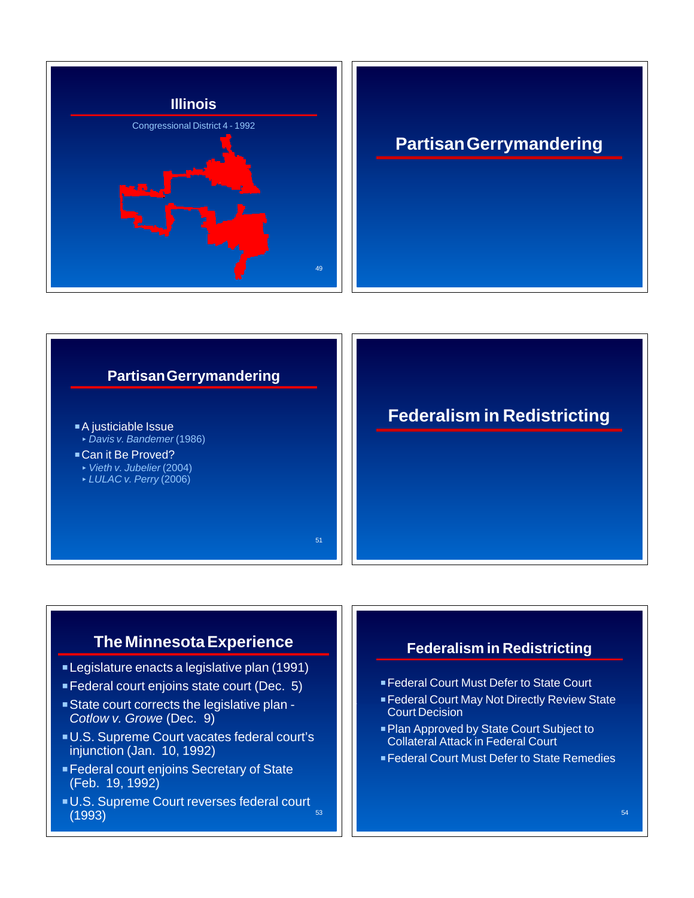## Illinois

Congressional District 4 - 1992

## Partisan Gerrymandering

## Partisan Gerrymandering

- A justiciable Issue
  - *Davis v. Bandemer* (1986)
- Can it Be Proved?
  - *Vieth v. Jubelier* (2004)
  - *LULAC v. Perry* (2006)

## Federalism in Redistricting

## The Minnesota Experience

- Legislature enacts a legislative plan (1991)
- Federal court enjoins state court (Dec. 5)
- State court corrects the legislative plan - *Cotlow v. Growe* (Dec. 9)
- U.S. Supreme Court vacates federal court's injunction (Jan. 10, 1992)
- Federal court enjoins Secretary of State (Feb. 19, 1992)
- U.S. Supreme Court reverses federal court (1993)

## Federalism in Redistricting

- Federal Court Must Defer to State Court
- Federal Court May Not Directly Review State Court Decision
- Plan Approved by State Court Subject to Collateral Attack in Federal Court
- Federal Court Must Defer to State Remedies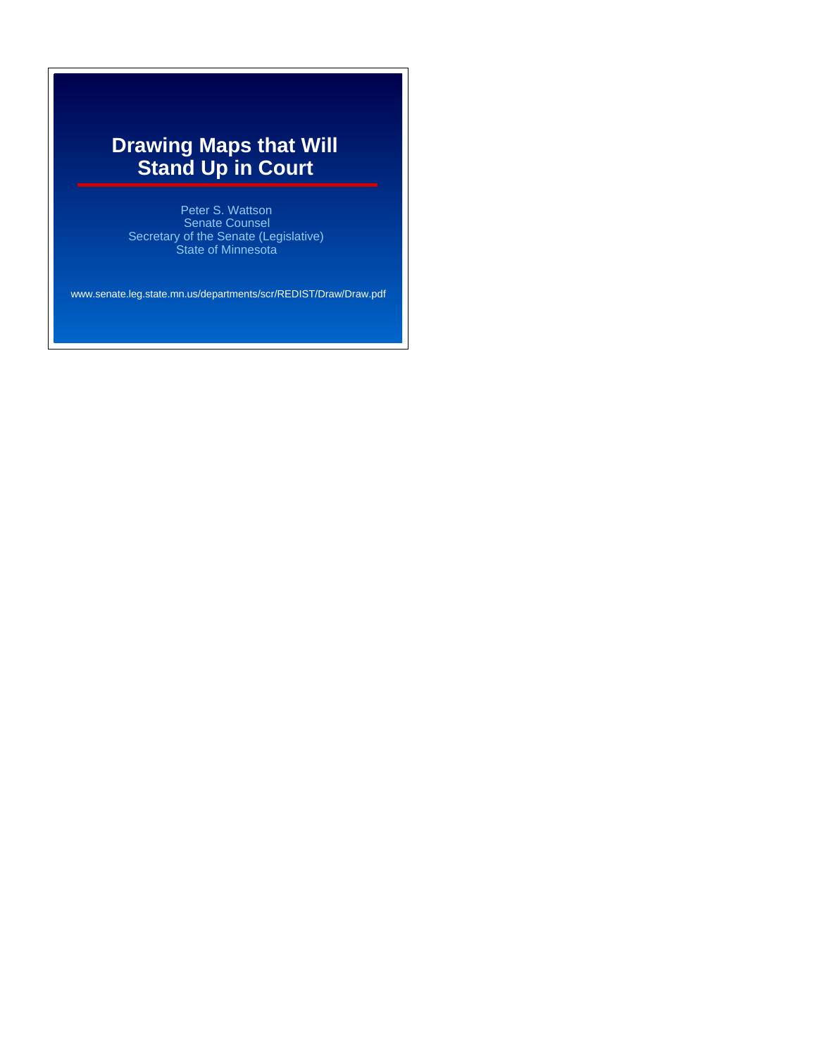# Drawing Maps that Will Stand Up in Court

Peter S. Wattson
Senate Counsel
Secretary of the Senate (Legislative)
State of Minnesota

www.senate.leg.state.mn.us/departments/scr/REDIST/Draw/Draw.pdf